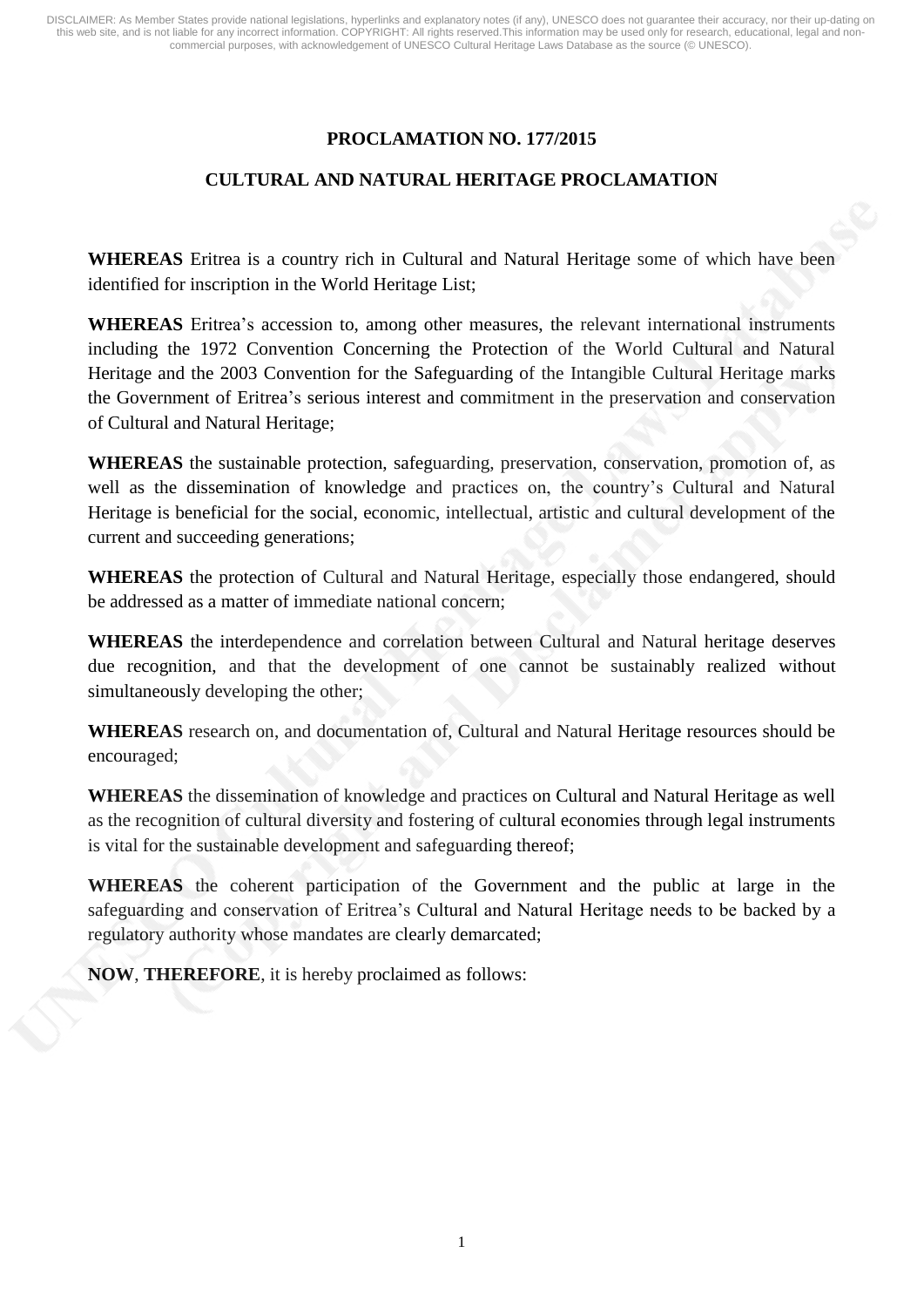# PROCLAMATION NO. 177/2015

## CULTURAL AND NATURAL HERITAGE PROCLAMATION

**WHEREAS** Eritrea is a country rich in Cultural and Natural Heritage some of which have been identified for inscription in the World Heritage List;

**WHEREAS** Eritrea's accession to, among other measures, the relevant international instruments including the 1972 Convention Concerning the Protection of the World Cultural and Natural Heritage and the 2003 Convention for the Safeguarding of the Intangible Cultural Heritage marks the Government of Eritrea's serious interest and commitment in the preservation and conservation of Cultural and Natural Heritage;

**WHEREAS** the sustainable protection, safeguarding, preservation, conservation, promotion of, as well as the dissemination of knowledge and practices on, the country's Cultural and Natural Heritage is beneficial for the social, economic, intellectual, artistic and cultural development of the current and succeeding generations;

**WHEREAS** the protection of Cultural and Natural Heritage, especially those endangered, should be addressed as a matter of immediate national concern;

**WHEREAS** the interdependence and correlation between Cultural and Natural heritage deserves due recognition, and that the development of one cannot be sustainably realized without simultaneously developing the other;

**WHEREAS** research on, and documentation of, Cultural and Natural Heritage resources should be encouraged;

**WHEREAS** the dissemination of knowledge and practices on Cultural and Natural Heritage as well as the recognition of cultural diversity and fostering of cultural economies through legal instruments is vital for the sustainable development and safeguarding thereof;

**WHEREAS** the coherent participation of the Government and the public at large in the safeguarding and conservation of Eritrea's Cultural and Natural Heritage needs to be backed by a regulatory authority whose mandates are clearly demarcated;

**NOW**, **THEREFORE**, it is hereby proclaimed as follows: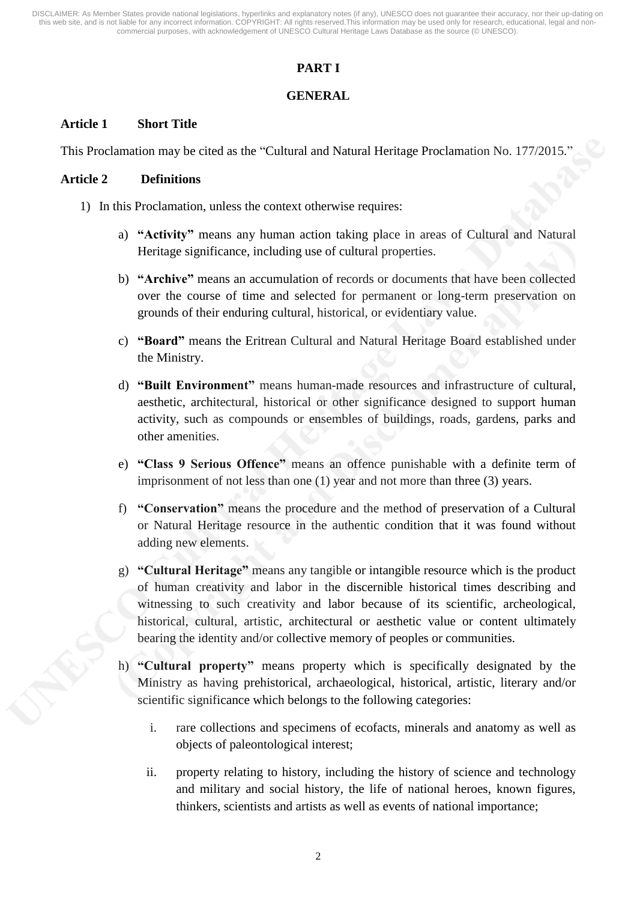## PART I

## GENERAL

### Article 1 Short Title

This Proclamation may be cited as the "Cultural and Natural Heritage Proclamation No. 177/2015."

### Article 2 Definitions

1) In this Proclamation, unless the context otherwise requires:

   a) **"Activity"** means any human action taking place in areas of Cultural and Natural Heritage significance, including use of cultural properties.

   b) **"Archive"** means an accumulation of records or documents that have been collected over the course of time and selected for permanent or long-term preservation on grounds of their enduring cultural, historical, or evidentiary value.

   c) **"Board"** means the Eritrean Cultural and Natural Heritage Board established under the Ministry.

   d) **"Built Environment"** means human-made resources and infrastructure of cultural, aesthetic, architectural, historical or other significance designed to support human activity, such as compounds or ensembles of buildings, roads, gardens, parks and other amenities.

   e) **"Class 9 Serious Offence"** means an offence punishable with a definite term of imprisonment of not less than one (1) year and not more than three (3) years.

   f) **"Conservation"** means the procedure and the method of preservation of a Cultural or Natural Heritage resource in the authentic condition that it was found without adding new elements.

   g) **"Cultural Heritage"** means any tangible or intangible resource which is the product of human creativity and labor in the discernible historical times describing and witnessing to such creativity and labor because of its scientific, archeological, historical, cultural, artistic, architectural or aesthetic value or content ultimately bearing the identity and/or collective memory of peoples or communities.

   h) **"Cultural property"** means property which is specifically designated by the Ministry as having prehistorical, archaeological, historical, artistic, literary and/or scientific significance which belongs to the following categories:

      i. rare collections and specimens of ecofacts, minerals and anatomy as well as objects of paleontological interest;

      ii. property relating to history, including the history of science and technology and military and social history, the life of national heroes, known figures, thinkers, scientists and artists as well as events of national importance;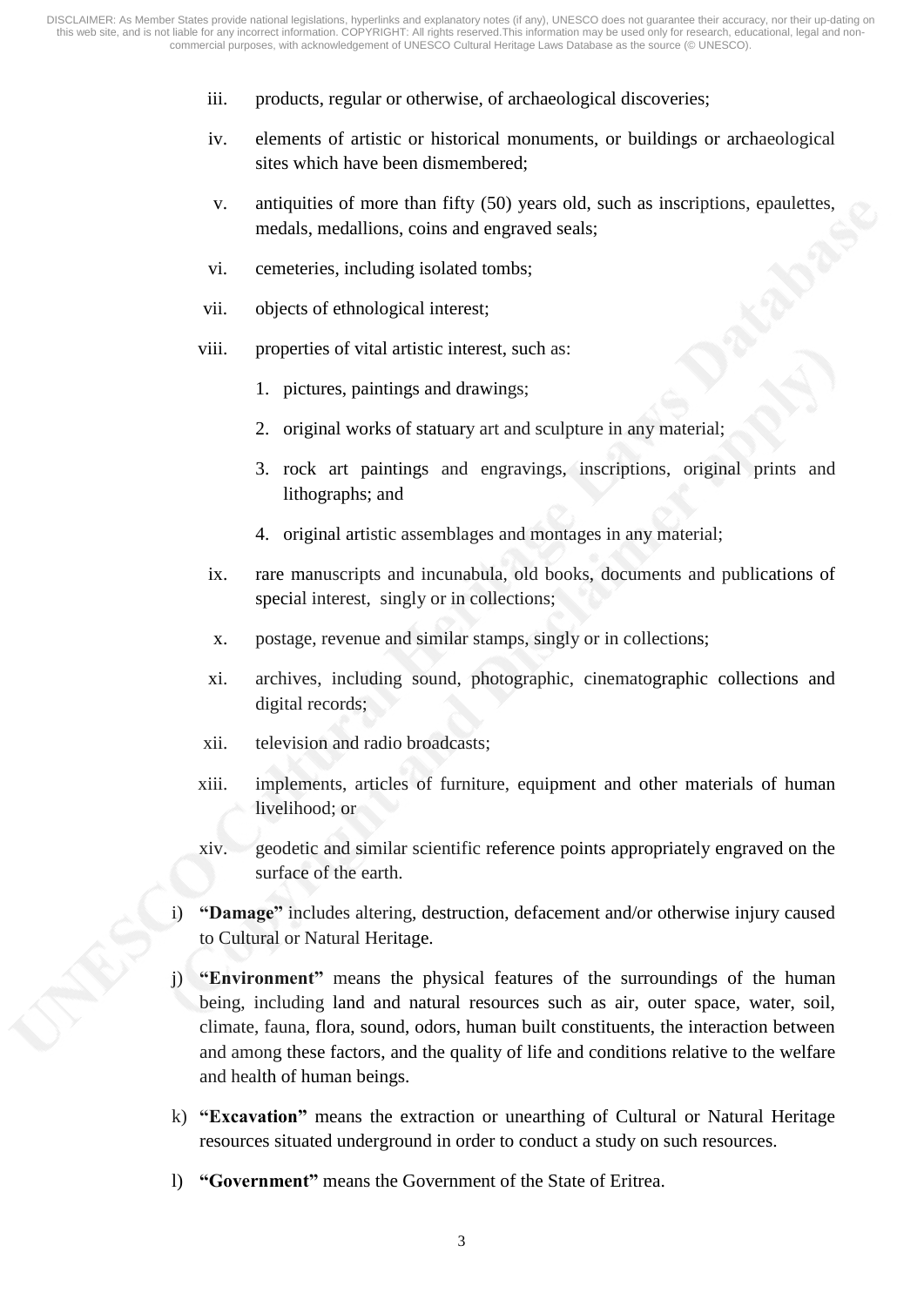iii. products, regular or otherwise, of archaeological discoveries;

iv. elements of artistic or historical monuments, or buildings or archaeological sites which have been dismembered;

v. antiquities of more than fifty (50) years old, such as inscriptions, epaulettes, medals, medallions, coins and engraved seals;

vi. cemeteries, including isolated tombs;

vii. objects of ethnological interest;

viii. properties of vital artistic interest, such as:

1. pictures, paintings and drawings;
2. original works of statuary art and sculpture in any material;
3. rock art paintings and engravings, inscriptions, original prints and lithographs; and
4. original artistic assemblages and montages in any material;

ix. rare manuscripts and incunabula, old books, documents and publications of special interest, singly or in collections;

x. postage, revenue and similar stamps, singly or in collections;

xi. archives, including sound, photographic, cinematographic collections and digital records;

xii. television and radio broadcasts;

xiii. implements, articles of furniture, equipment and other materials of human livelihood; or

xiv. geodetic and similar scientific reference points appropriately engraved on the surface of the earth.

i) **"Damage"** includes altering, destruction, defacement and/or otherwise injury caused to Cultural or Natural Heritage.

j) **"Environment"** means the physical features of the surroundings of the human being, including land and natural resources such as air, outer space, water, soil, climate, fauna, flora, sound, odors, human built constituents, the interaction between and among these factors, and the quality of life and conditions relative to the welfare and health of human beings.

k) **"Excavation"** means the extraction or unearthing of Cultural or Natural Heritage resources situated underground in order to conduct a study on such resources.

l) **"Government"** means the Government of the State of Eritrea.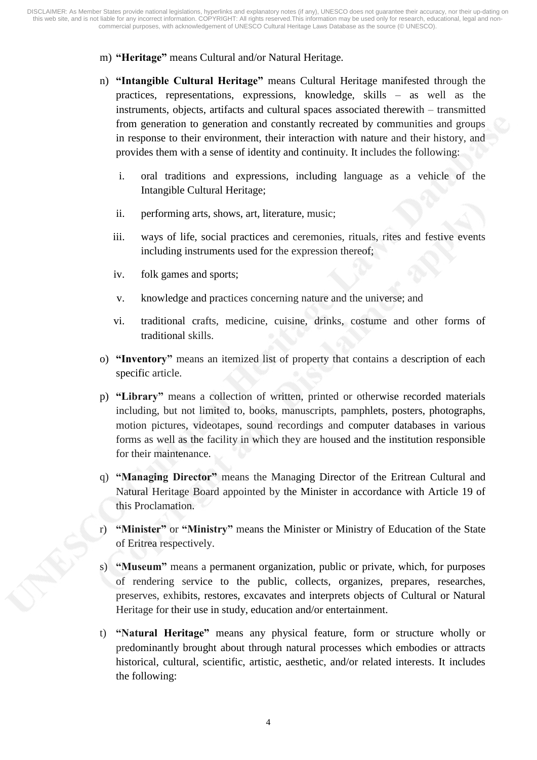m) **"Heritage"** means Cultural and/or Natural Heritage.

n) **"Intangible Cultural Heritage"** means Cultural Heritage manifested through the practices, representations, expressions, knowledge, skills – as well as the instruments, objects, artifacts and cultural spaces associated therewith – transmitted from generation to generation and constantly recreated by communities and groups in response to their environment, their interaction with nature and their history, and provides them with a sense of identity and continuity. It includes the following:

   i. oral traditions and expressions, including language as a vehicle of the Intangible Cultural Heritage;

   ii. performing arts, shows, art, literature, music;

   iii. ways of life, social practices and ceremonies, rituals, rites and festive events including instruments used for the expression thereof;

   iv. folk games and sports;

   v. knowledge and practices concerning nature and the universe; and

   vi. traditional crafts, medicine, cuisine, drinks, costume and other forms of traditional skills.

o) **"Inventory"** means an itemized list of property that contains a description of each specific article.

p) **"Library"** means a collection of written, printed or otherwise recorded materials including, but not limited to, books, manuscripts, pamphlets, posters, photographs, motion pictures, videotapes, sound recordings and computer databases in various forms as well as the facility in which they are housed and the institution responsible for their maintenance.

q) **"Managing Director"** means the Managing Director of the Eritrean Cultural and Natural Heritage Board appointed by the Minister in accordance with Article 19 of this Proclamation.

r) **"Minister"** or **"Ministry"** means the Minister or Ministry of Education of the State of Eritrea respectively.

s) **"Museum"** means a permanent organization, public or private, which, for purposes of rendering service to the public, collects, organizes, prepares, researches, preserves, exhibits, restores, excavates and interprets objects of Cultural or Natural Heritage for their use in study, education and/or entertainment.

t) **"Natural Heritage"** means any physical feature, form or structure wholly or predominantly brought about through natural processes which embodies or attracts historical, cultural, scientific, artistic, aesthetic, and/or related interests. It includes the following: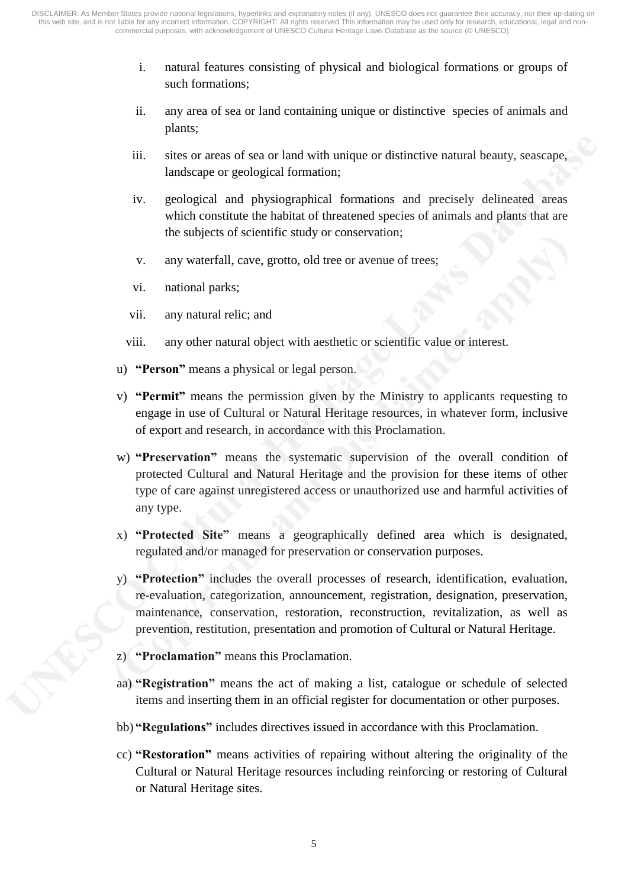i. natural features consisting of physical and biological formations or groups of such formations;

ii. any area of sea or land containing unique or distinctive species of animals and plants;

iii. sites or areas of sea or land with unique or distinctive natural beauty, seascape, landscape or geological formation;

iv. geological and physiographical formations and precisely delineated areas which constitute the habitat of threatened species of animals and plants that are the subjects of scientific study or conservation;

v. any waterfall, cave, grotto, old tree or avenue of trees;

vi. national parks;

vii. any natural relic; and

viii. any other natural object with aesthetic or scientific value or interest.

u) **"Person"** means a physical or legal person.

v) **"Permit"** means the permission given by the Ministry to applicants requesting to engage in use of Cultural or Natural Heritage resources, in whatever form, inclusive of export and research, in accordance with this Proclamation.

w) **"Preservation"** means the systematic supervision of the overall condition of protected Cultural and Natural Heritage and the provision for these items of other type of care against unregistered access or unauthorized use and harmful activities of any type.

x) **"Protected Site"** means a geographically defined area which is designated, regulated and/or managed for preservation or conservation purposes.

y) **"Protection"** includes the overall processes of research, identification, evaluation, re-evaluation, categorization, announcement, registration, designation, preservation, maintenance, conservation, restoration, reconstruction, revitalization, as well as prevention, restitution, presentation and promotion of Cultural or Natural Heritage.

z) **"Proclamation"** means this Proclamation.

aa) **"Registration"** means the act of making a list, catalogue or schedule of selected items and inserting them in an official register for documentation or other purposes.

bb) **"Regulations"** includes directives issued in accordance with this Proclamation.

cc) **"Restoration"** means activities of repairing without altering the originality of the Cultural or Natural Heritage resources including reinforcing or restoring of Cultural or Natural Heritage sites.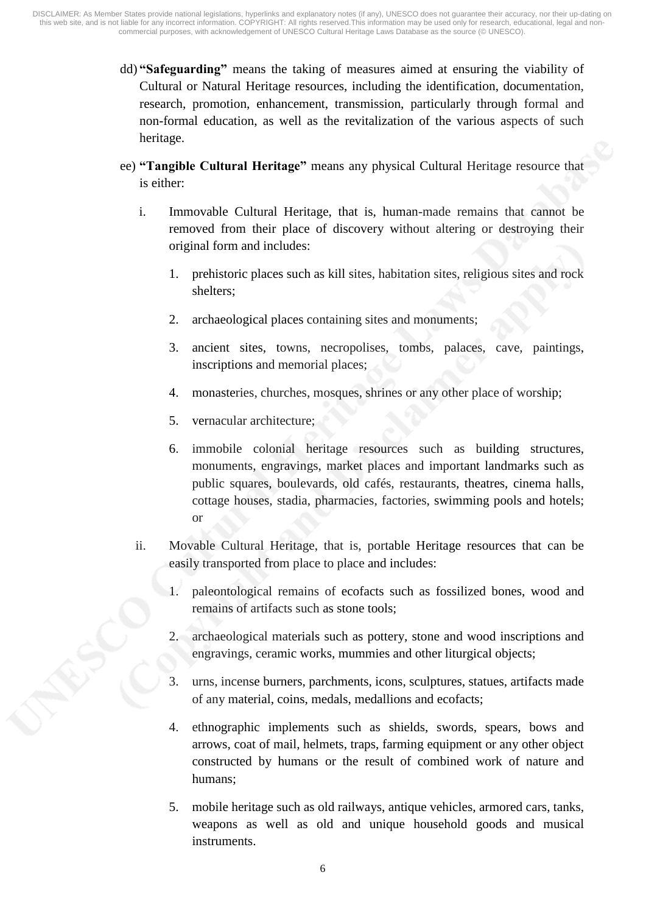dd) **"Safeguarding"** means the taking of measures aimed at ensuring the viability of Cultural or Natural Heritage resources, including the identification, documentation, research, promotion, enhancement, transmission, particularly through formal and non-formal education, as well as the revitalization of the various aspects of such heritage.

ee) **"Tangible Cultural Heritage"** means any physical Cultural Heritage resource that is either:

i. Immovable Cultural Heritage, that is, human-made remains that cannot be removed from their place of discovery without altering or destroying their original form and includes:

1. prehistoric places such as kill sites, habitation sites, religious sites and rock shelters;
2. archaeological places containing sites and monuments;
3. ancient sites, towns, necropolises, tombs, palaces, cave, paintings, inscriptions and memorial places;
4. monasteries, churches, mosques, shrines or any other place of worship;
5. vernacular architecture;
6. immobile colonial heritage resources such as building structures, monuments, engravings, market places and important landmarks such as public squares, boulevards, old cafés, restaurants, theatres, cinema halls, cottage houses, stadia, pharmacies, factories, swimming pools and hotels; or

ii. Movable Cultural Heritage, that is, portable Heritage resources that can be easily transported from place to place and includes:

1. paleontological remains of ecofacts such as fossilized bones, wood and remains of artifacts such as stone tools;
2. archaeological materials such as pottery, stone and wood inscriptions and engravings, ceramic works, mummies and other liturgical objects;
3. urns, incense burners, parchments, icons, sculptures, statues, artifacts made of any material, coins, medals, medallions and ecofacts;
4. ethnographic implements such as shields, swords, spears, bows and arrows, coat of mail, helmets, traps, farming equipment or any other object constructed by humans or the result of combined work of nature and humans;
5. mobile heritage such as old railways, antique vehicles, armored cars, tanks, weapons as well as old and unique household goods and musical instruments.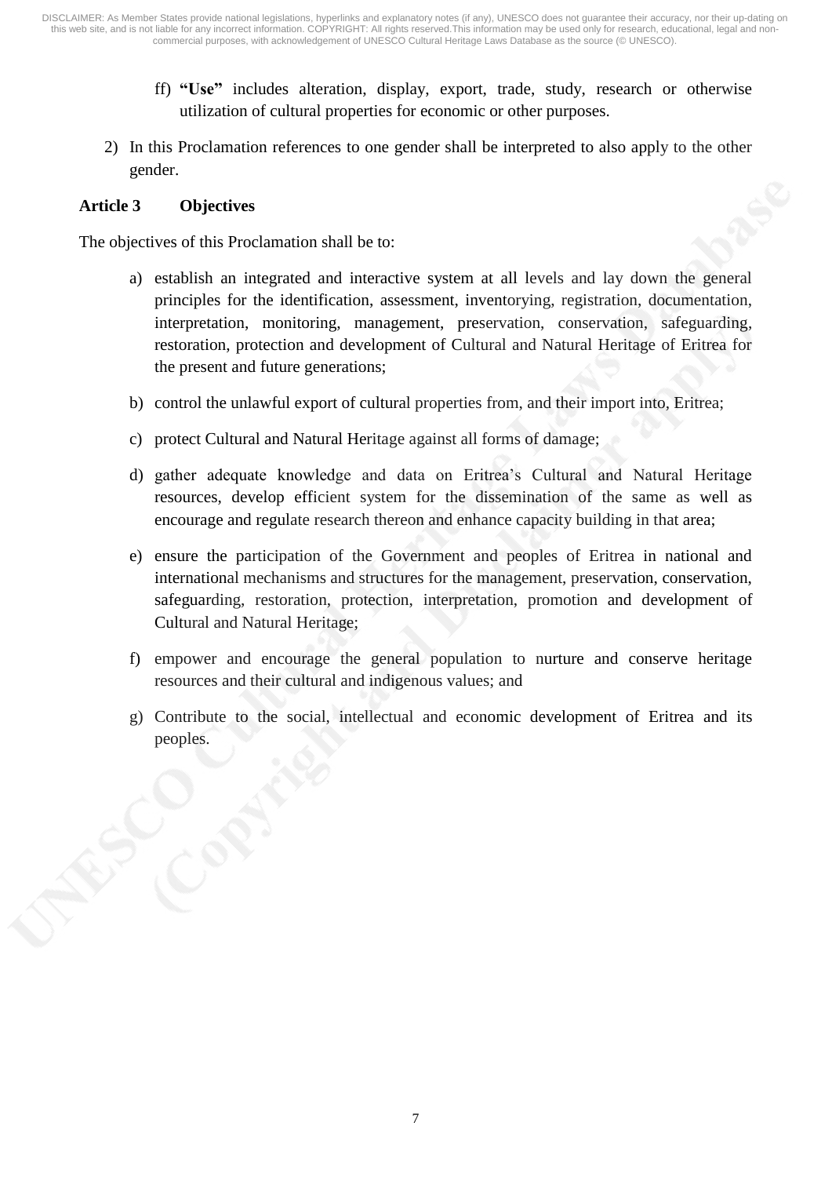ff) **"Use"** includes alteration, display, export, trade, study, research or otherwise utilization of cultural properties for economic or other purposes.

2) In this Proclamation references to one gender shall be interpreted to also apply to the other gender.

### Article 3 Objectives

The objectives of this Proclamation shall be to:

a) establish an integrated and interactive system at all levels and lay down the general principles for the identification, assessment, inventorying, registration, documentation, interpretation, monitoring, management, preservation, conservation, safeguarding, restoration, protection and development of Cultural and Natural Heritage of Eritrea for the present and future generations;

b) control the unlawful export of cultural properties from, and their import into, Eritrea;

c) protect Cultural and Natural Heritage against all forms of damage;

d) gather adequate knowledge and data on Eritrea's Cultural and Natural Heritage resources, develop efficient system for the dissemination of the same as well as encourage and regulate research thereon and enhance capacity building in that area;

e) ensure the participation of the Government and peoples of Eritrea in national and international mechanisms and structures for the management, preservation, conservation, safeguarding, restoration, protection, interpretation, promotion and development of Cultural and Natural Heritage;

f) empower and encourage the general population to nurture and conserve heritage resources and their cultural and indigenous values; and

g) Contribute to the social, intellectual and economic development of Eritrea and its peoples.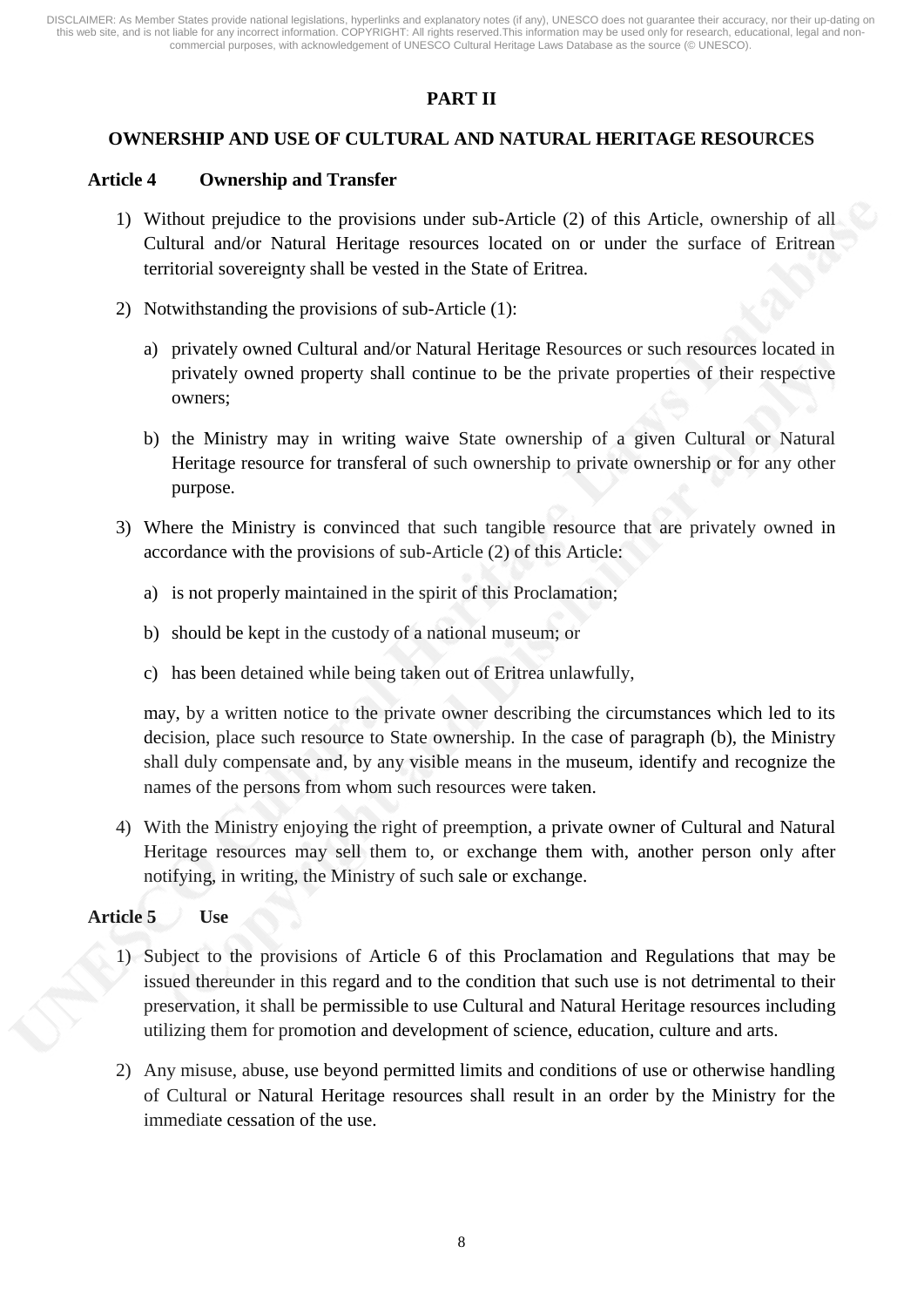## PART II

## OWNERSHIP AND USE OF CULTURAL AND NATURAL HERITAGE RESOURCES

### Article 4 Ownership and Transfer

1) Without prejudice to the provisions under sub-Article (2) of this Article, ownership of all Cultural and/or Natural Heritage resources located on or under the surface of Eritrean territorial sovereignty shall be vested in the State of Eritrea.

2) Notwithstanding the provisions of sub-Article (1):

   a) privately owned Cultural and/or Natural Heritage Resources or such resources located in privately owned property shall continue to be the private properties of their respective owners;

   b) the Ministry may in writing waive State ownership of a given Cultural or Natural Heritage resource for transferal of such ownership to private ownership or for any other purpose.

3) Where the Ministry is convinced that such tangible resource that are privately owned in accordance with the provisions of sub-Article (2) of this Article:

   a) is not properly maintained in the spirit of this Proclamation;

   b) should be kept in the custody of a national museum; or

   c) has been detained while being taken out of Eritrea unlawfully,

   may, by a written notice to the private owner describing the circumstances which led to its decision, place such resource to State ownership. In the case of paragraph (b), the Ministry shall duly compensate and, by any visible means in the museum, identify and recognize the names of the persons from whom such resources were taken.

4) With the Ministry enjoying the right of preemption, a private owner of Cultural and Natural Heritage resources may sell them to, or exchange them with, another person only after notifying, in writing, the Ministry of such sale or exchange.

### Article 5 Use

1) Subject to the provisions of Article 6 of this Proclamation and Regulations that may be issued thereunder in this regard and to the condition that such use is not detrimental to their preservation, it shall be permissible to use Cultural and Natural Heritage resources including utilizing them for promotion and development of science, education, culture and arts.

2) Any misuse, abuse, use beyond permitted limits and conditions of use or otherwise handling of Cultural or Natural Heritage resources shall result in an order by the Ministry for the immediate cessation of the use.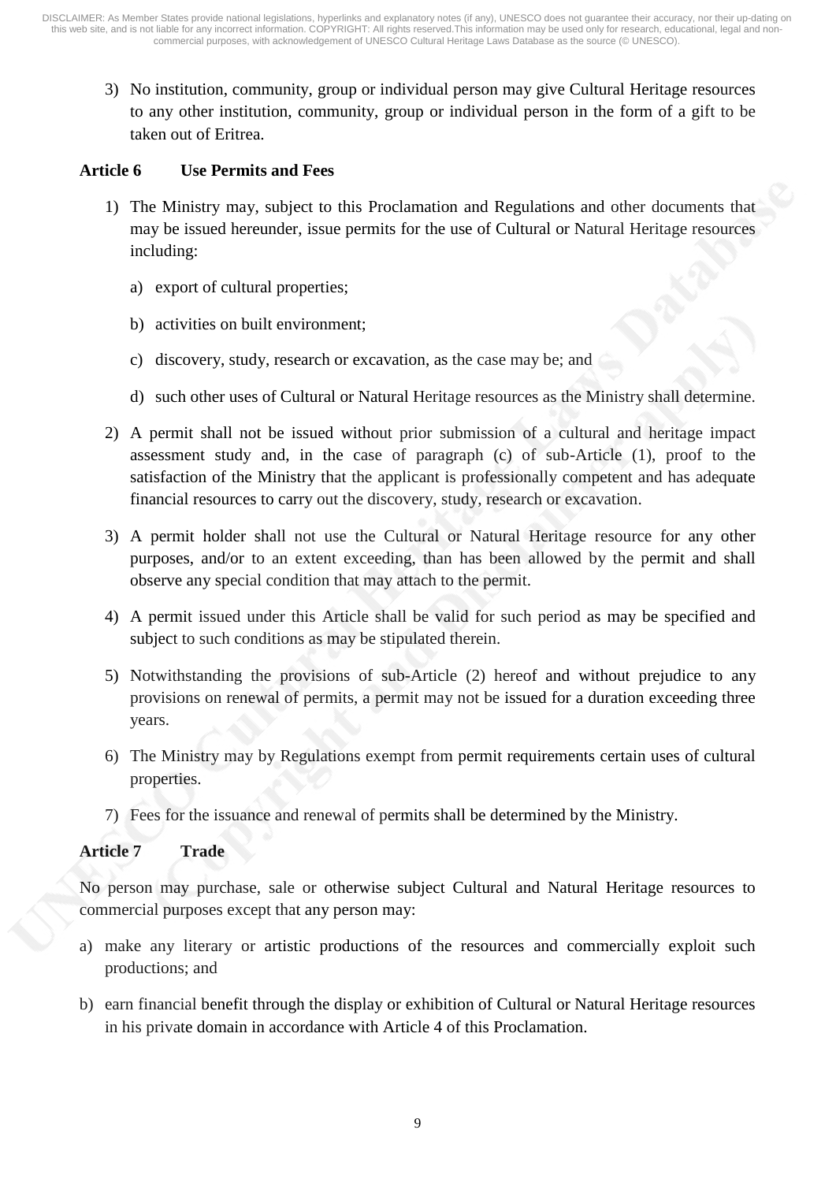3) No institution, community, group or individual person may give Cultural Heritage resources to any other institution, community, group or individual person in the form of a gift to be taken out of Eritrea.

### Article 6 Use Permits and Fees

1) The Ministry may, subject to this Proclamation and Regulations and other documents that may be issued hereunder, issue permits for the use of Cultural or Natural Heritage resources including:

   a) export of cultural properties;

   b) activities on built environment;

   c) discovery, study, research or excavation, as the case may be; and

   d) such other uses of Cultural or Natural Heritage resources as the Ministry shall determine.

2) A permit shall not be issued without prior submission of a cultural and heritage impact assessment study and, in the case of paragraph (c) of sub-Article (1), proof to the satisfaction of the Ministry that the applicant is professionally competent and has adequate financial resources to carry out the discovery, study, research or excavation.

3) A permit holder shall not use the Cultural or Natural Heritage resource for any other purposes, and/or to an extent exceeding, than has been allowed by the permit and shall observe any special condition that may attach to the permit.

4) A permit issued under this Article shall be valid for such period as may be specified and subject to such conditions as may be stipulated therein.

5) Notwithstanding the provisions of sub-Article (2) hereof and without prejudice to any provisions on renewal of permits, a permit may not be issued for a duration exceeding three years.

6) The Ministry may by Regulations exempt from permit requirements certain uses of cultural properties.

7) Fees for the issuance and renewal of permits shall be determined by the Ministry.

### Article 7 Trade

No person may purchase, sale or otherwise subject Cultural and Natural Heritage resources to commercial purposes except that any person may:

a) make any literary or artistic productions of the resources and commercially exploit such productions; and

b) earn financial benefit through the display or exhibition of Cultural or Natural Heritage resources in his private domain in accordance with Article 4 of this Proclamation.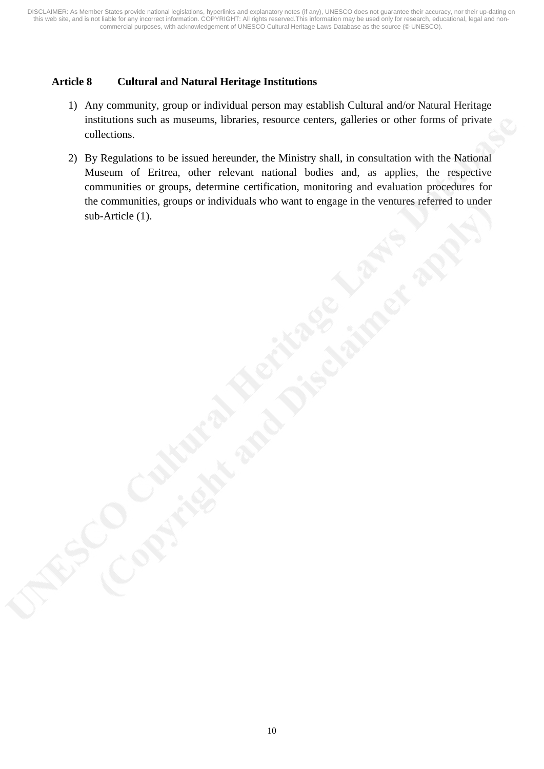**Article 8 Cultural and Natural Heritage Institutions**

1) Any community, group or individual person may establish Cultural and/or Natural Heritage institutions such as museums, libraries, resource centers, galleries or other forms of private collections.

2) By Regulations to be issued hereunder, the Ministry shall, in consultation with the National Museum of Eritrea, other relevant national bodies and, as applies, the respective communities or groups, determine certification, monitoring and evaluation procedures for the communities, groups or individuals who want to engage in the ventures referred to under sub-Article (1).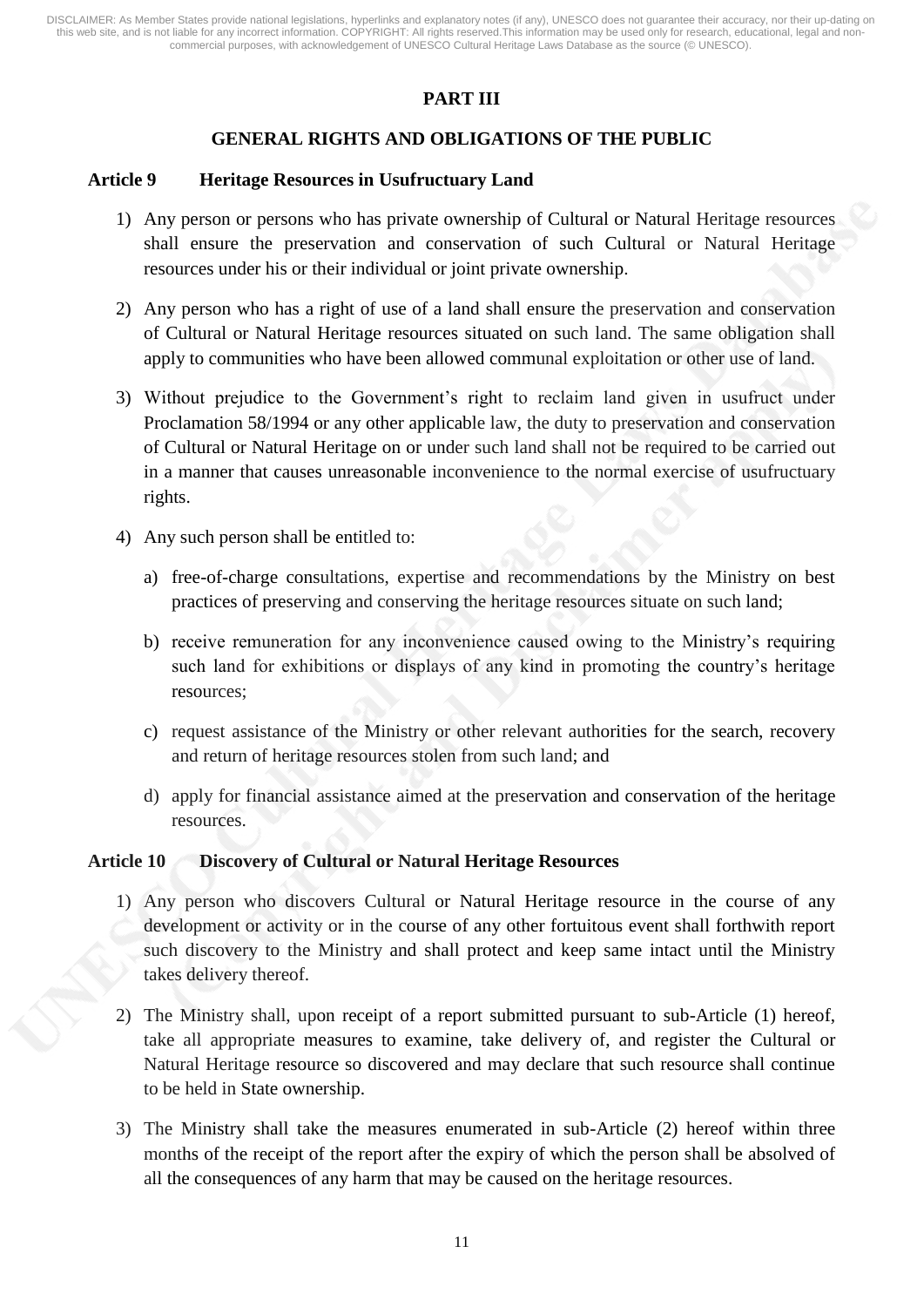## PART III

## GENERAL RIGHTS AND OBLIGATIONS OF THE PUBLIC

### Article 9 Heritage Resources in Usufructuary Land

1) Any person or persons who has private ownership of Cultural or Natural Heritage resources shall ensure the preservation and conservation of such Cultural or Natural Heritage resources under his or their individual or joint private ownership.

2) Any person who has a right of use of a land shall ensure the preservation and conservation of Cultural or Natural Heritage resources situated on such land. The same obligation shall apply to communities who have been allowed communal exploitation or other use of land.

3) Without prejudice to the Government's right to reclaim land given in usufruct under Proclamation 58/1994 or any other applicable law, the duty to preservation and conservation of Cultural or Natural Heritage on or under such land shall not be required to be carried out in a manner that causes unreasonable inconvenience to the normal exercise of usufructuary rights.

4) Any such person shall be entitled to:

   a) free-of-charge consultations, expertise and recommendations by the Ministry on best practices of preserving and conserving the heritage resources situate on such land;

   b) receive remuneration for any inconvenience caused owing to the Ministry's requiring such land for exhibitions or displays of any kind in promoting the country's heritage resources;

   c) request assistance of the Ministry or other relevant authorities for the search, recovery and return of heritage resources stolen from such land; and

   d) apply for financial assistance aimed at the preservation and conservation of the heritage resources.

### Article 10 Discovery of Cultural or Natural Heritage Resources

1) Any person who discovers Cultural or Natural Heritage resource in the course of any development or activity or in the course of any other fortuitous event shall forthwith report such discovery to the Ministry and shall protect and keep same intact until the Ministry takes delivery thereof.

2) The Ministry shall, upon receipt of a report submitted pursuant to sub-Article (1) hereof, take all appropriate measures to examine, take delivery of, and register the Cultural or Natural Heritage resource so discovered and may declare that such resource shall continue to be held in State ownership.

3) The Ministry shall take the measures enumerated in sub-Article (2) hereof within three months of the receipt of the report after the expiry of which the person shall be absolved of all the consequences of any harm that may be caused on the heritage resources.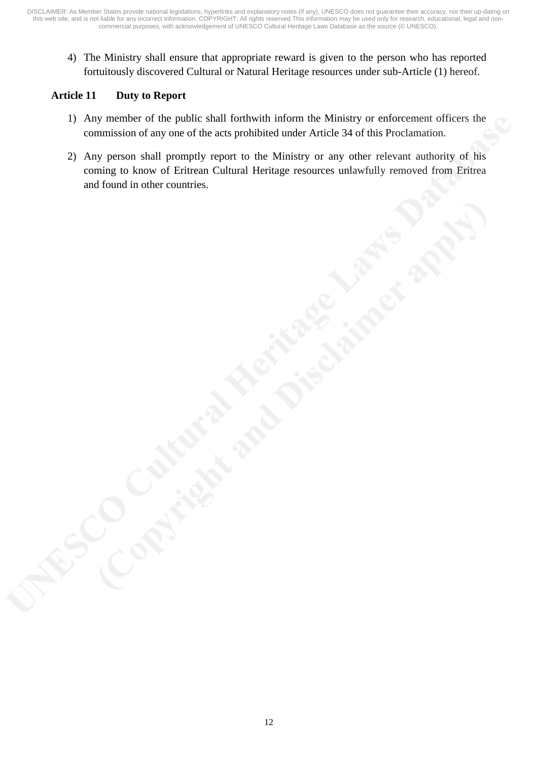4) The Ministry shall ensure that appropriate reward is given to the person who has reported fortuitously discovered Cultural or Natural Heritage resources under sub-Article (1) hereof.

### Article 11 Duty to Report

1) Any member of the public shall forthwith inform the Ministry or enforcement officers the commission of any one of the acts prohibited under Article 34 of this Proclamation.

2) Any person shall promptly report to the Ministry or any other relevant authority of his coming to know of Eritrean Cultural Heritage resources unlawfully removed from Eritrea and found in other countries.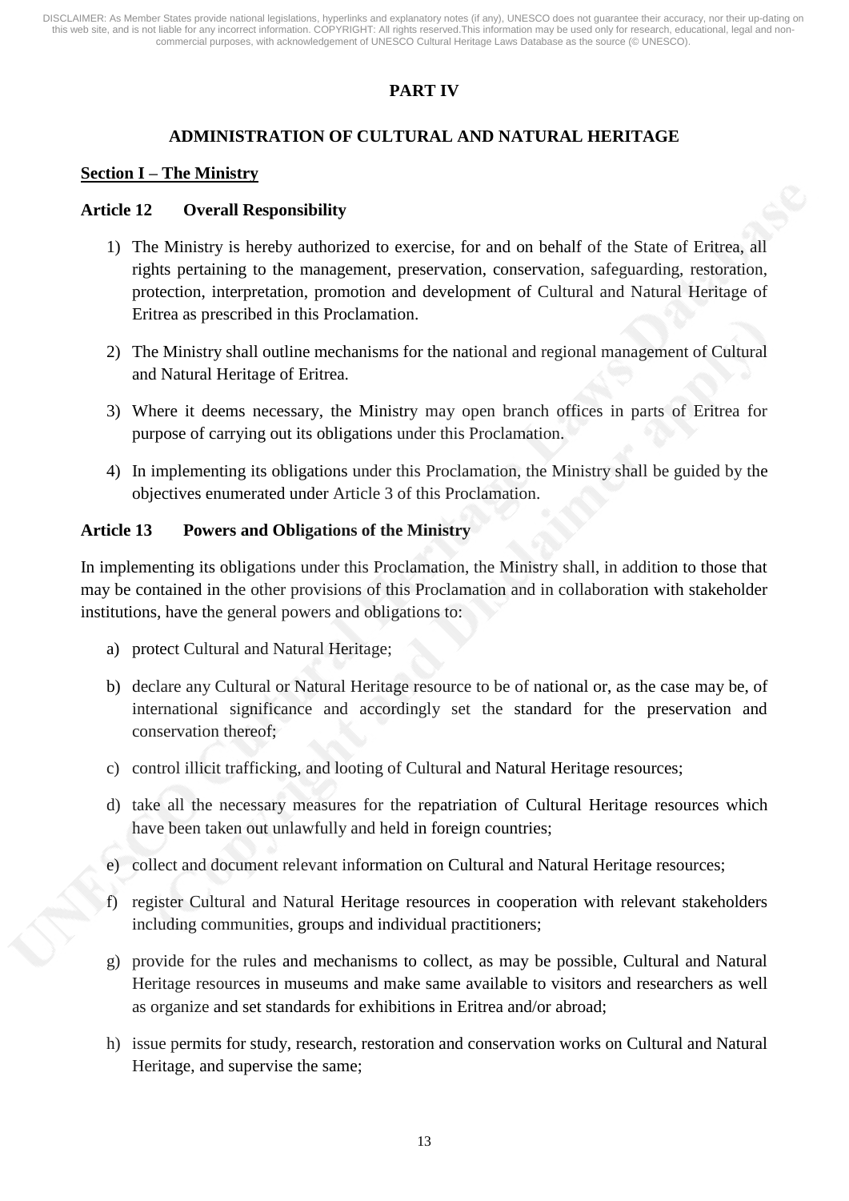# PART IV

## ADMINISTRATION OF CULTURAL AND NATURAL HERITAGE

### Section I – The Ministry

**Article 12 Overall Responsibility**

1) The Ministry is hereby authorized to exercise, for and on behalf of the State of Eritrea, all rights pertaining to the management, preservation, conservation, safeguarding, restoration, protection, interpretation, promotion and development of Cultural and Natural Heritage of Eritrea as prescribed in this Proclamation.

2) The Ministry shall outline mechanisms for the national and regional management of Cultural and Natural Heritage of Eritrea.

3) Where it deems necessary, the Ministry may open branch offices in parts of Eritrea for purpose of carrying out its obligations under this Proclamation.

4) In implementing its obligations under this Proclamation, the Ministry shall be guided by the objectives enumerated under Article 3 of this Proclamation.

**Article 13 Powers and Obligations of the Ministry**

In implementing its obligations under this Proclamation, the Ministry shall, in addition to those that may be contained in the other provisions of this Proclamation and in collaboration with stakeholder institutions, have the general powers and obligations to:

a) protect Cultural and Natural Heritage;

b) declare any Cultural or Natural Heritage resource to be of national or, as the case may be, of international significance and accordingly set the standard for the preservation and conservation thereof;

c) control illicit trafficking, and looting of Cultural and Natural Heritage resources;

d) take all the necessary measures for the repatriation of Cultural Heritage resources which have been taken out unlawfully and held in foreign countries;

e) collect and document relevant information on Cultural and Natural Heritage resources;

f) register Cultural and Natural Heritage resources in cooperation with relevant stakeholders including communities, groups and individual practitioners;

g) provide for the rules and mechanisms to collect, as may be possible, Cultural and Natural Heritage resources in museums and make same available to visitors and researchers as well as organize and set standards for exhibitions in Eritrea and/or abroad;

h) issue permits for study, research, restoration and conservation works on Cultural and Natural Heritage, and supervise the same;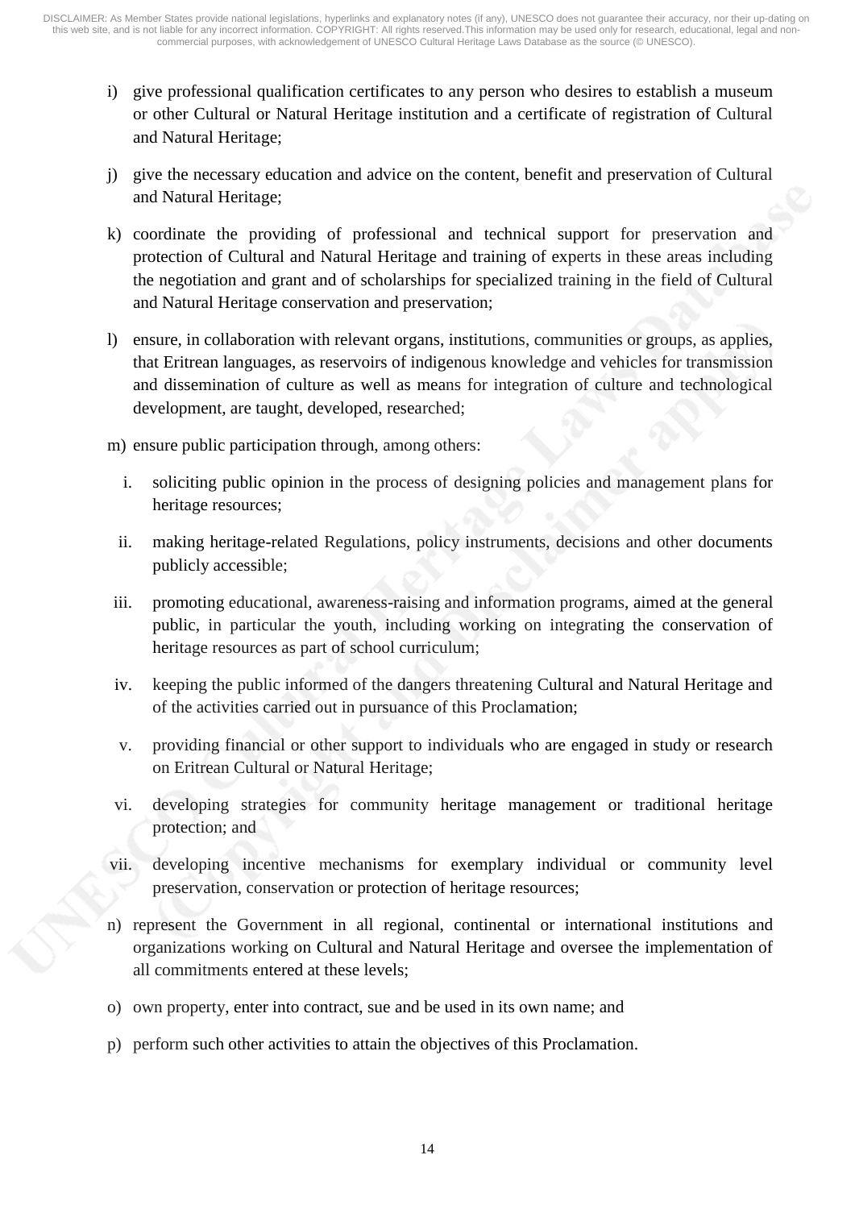i) give professional qualification certificates to any person who desires to establish a museum or other Cultural or Natural Heritage institution and a certificate of registration of Cultural and Natural Heritage;

j) give the necessary education and advice on the content, benefit and preservation of Cultural and Natural Heritage;

k) coordinate the providing of professional and technical support for preservation and protection of Cultural and Natural Heritage and training of experts in these areas including the negotiation and grant and of scholarships for specialized training in the field of Cultural and Natural Heritage conservation and preservation;

l) ensure, in collaboration with relevant organs, institutions, communities or groups, as applies, that Eritrean languages, as reservoirs of indigenous knowledge and vehicles for transmission and dissemination of culture as well as means for integration of culture and technological development, are taught, developed, researched;

m) ensure public participation through, among others:

   i. soliciting public opinion in the process of designing policies and management plans for heritage resources;

   ii. making heritage-related Regulations, policy instruments, decisions and other documents publicly accessible;

   iii. promoting educational, awareness-raising and information programs, aimed at the general public, in particular the youth, including working on integrating the conservation of heritage resources as part of school curriculum;

   iv. keeping the public informed of the dangers threatening Cultural and Natural Heritage and of the activities carried out in pursuance of this Proclamation;

   v. providing financial or other support to individuals who are engaged in study or research on Eritrean Cultural or Natural Heritage;

   vi. developing strategies for community heritage management or traditional heritage protection; and

   vii. developing incentive mechanisms for exemplary individual or community level preservation, conservation or protection of heritage resources;

n) represent the Government in all regional, continental or international institutions and organizations working on Cultural and Natural Heritage and oversee the implementation of all commitments entered at these levels;

o) own property, enter into contract, sue and be used in its own name; and

p) perform such other activities to attain the objectives of this Proclamation.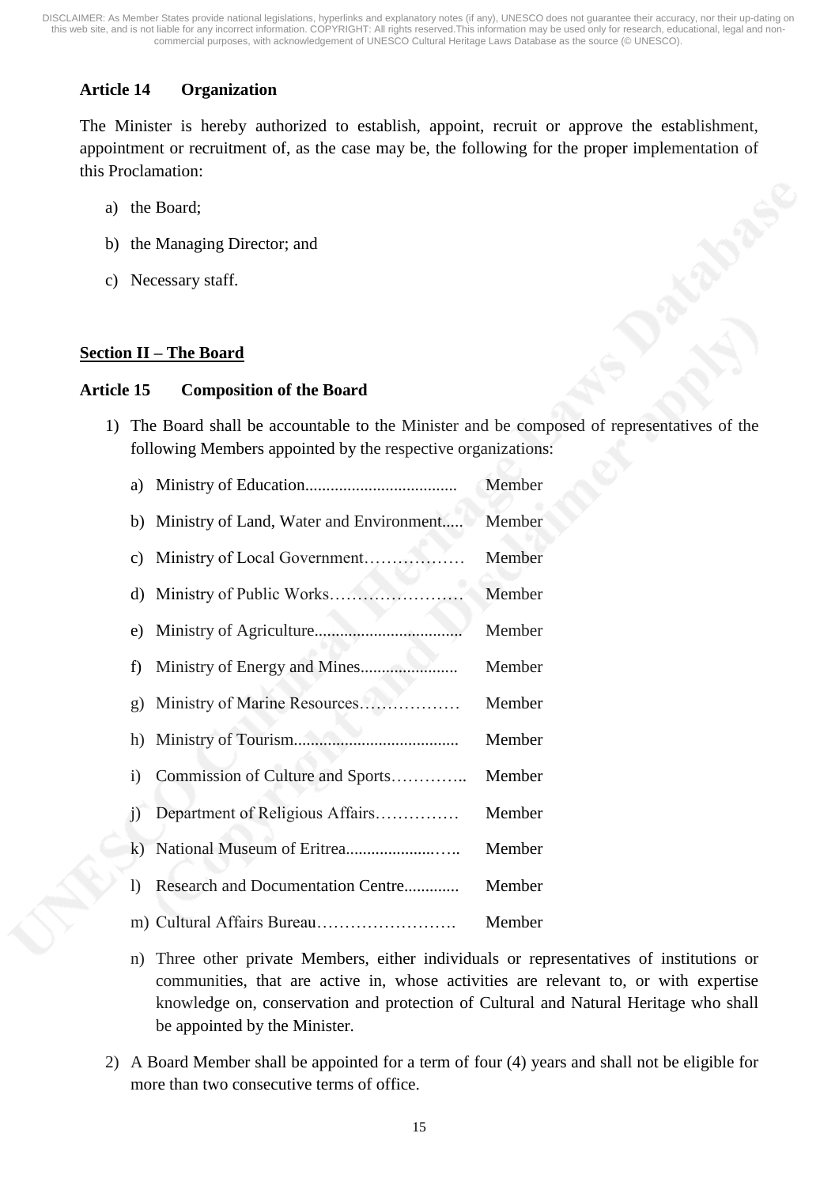### Article 14 Organization

The Minister is hereby authorized to establish, appoint, recruit or approve the establishment, appointment or recruitment of, as the case may be, the following for the proper implementation of this Proclamation:

a) the Board;

b) the Managing Director; and

c) Necessary staff.

## Section II – The Board

### Article 15 Composition of the Board

1) The Board shall be accountable to the Minister and be composed of representatives of the following Members appointed by the respective organizations:

   a) Ministry of Education.................................... Member

   b) Ministry of Land, Water and Environment..... Member

   c) Ministry of Local Government……………… Member

   d) Ministry of Public Works…………………… Member

   e) Ministry of Agriculture................................... Member

   f) Ministry of Energy and Mines....................... Member

   g) Ministry of Marine Resources……………… Member

   h) Ministry of Tourism....................................... Member

   i) Commission of Culture and Sports………….. Member

   j) Department of Religious Affairs…………… Member

   k) National Museum of Eritrea...................….. Member

   l) Research and Documentation Centre............ Member

   m) Cultural Affairs Bureau……………………. Member

   n) Three other private Members, either individuals or representatives of institutions or communities, that are active in, whose activities are relevant to, or with expertise knowledge on, conservation and protection of Cultural and Natural Heritage who shall be appointed by the Minister.

2) A Board Member shall be appointed for a term of four (4) years and shall not be eligible for more than two consecutive terms of office.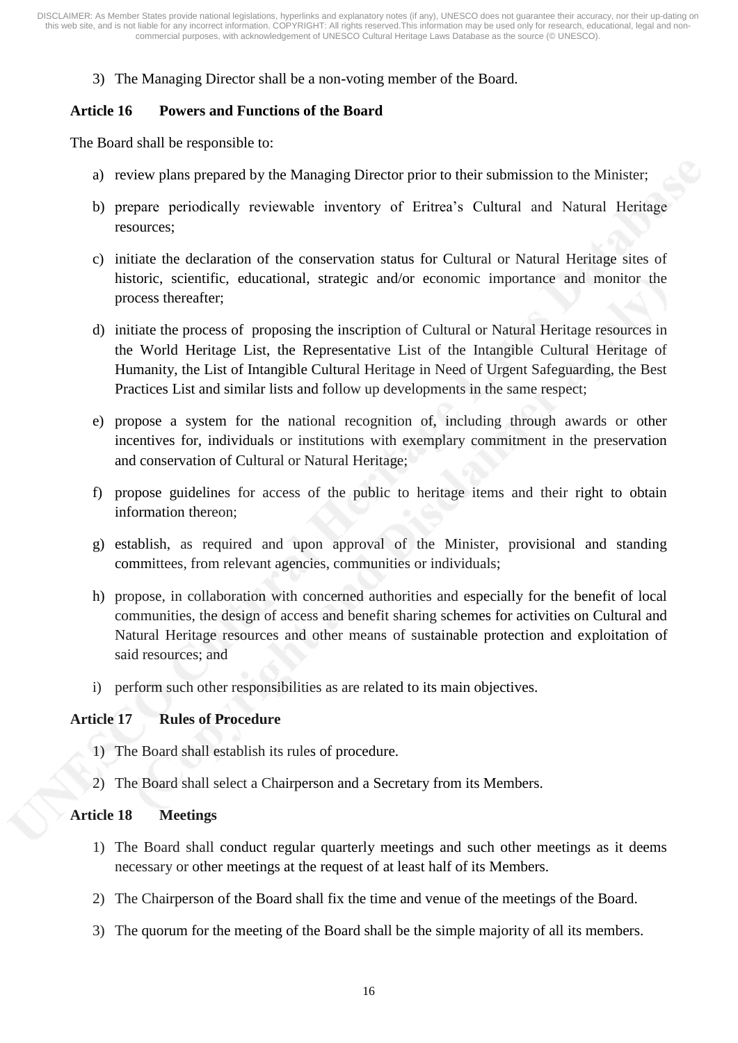3) The Managing Director shall be a non-voting member of the Board.

### Article 16 Powers and Functions of the Board

The Board shall be responsible to:

a) review plans prepared by the Managing Director prior to their submission to the Minister;

b) prepare periodically reviewable inventory of Eritrea's Cultural and Natural Heritage resources;

c) initiate the declaration of the conservation status for Cultural or Natural Heritage sites of historic, scientific, educational, strategic and/or economic importance and monitor the process thereafter;

d) initiate the process of proposing the inscription of Cultural or Natural Heritage resources in the World Heritage List, the Representative List of the Intangible Cultural Heritage of Humanity, the List of Intangible Cultural Heritage in Need of Urgent Safeguarding, the Best Practices List and similar lists and follow up developments in the same respect;

e) propose a system for the national recognition of, including through awards or other incentives for, individuals or institutions with exemplary commitment in the preservation and conservation of Cultural or Natural Heritage;

f) propose guidelines for access of the public to heritage items and their right to obtain information thereon;

g) establish, as required and upon approval of the Minister, provisional and standing committees, from relevant agencies, communities or individuals;

h) propose, in collaboration with concerned authorities and especially for the benefit of local communities, the design of access and benefit sharing schemes for activities on Cultural and Natural Heritage resources and other means of sustainable protection and exploitation of said resources; and

i) perform such other responsibilities as are related to its main objectives.

### Article 17 Rules of Procedure

1) The Board shall establish its rules of procedure.

2) The Board shall select a Chairperson and a Secretary from its Members.

### Article 18 Meetings

1) The Board shall conduct regular quarterly meetings and such other meetings as it deems necessary or other meetings at the request of at least half of its Members.

2) The Chairperson of the Board shall fix the time and venue of the meetings of the Board.

3) The quorum for the meeting of the Board shall be the simple majority of all its members.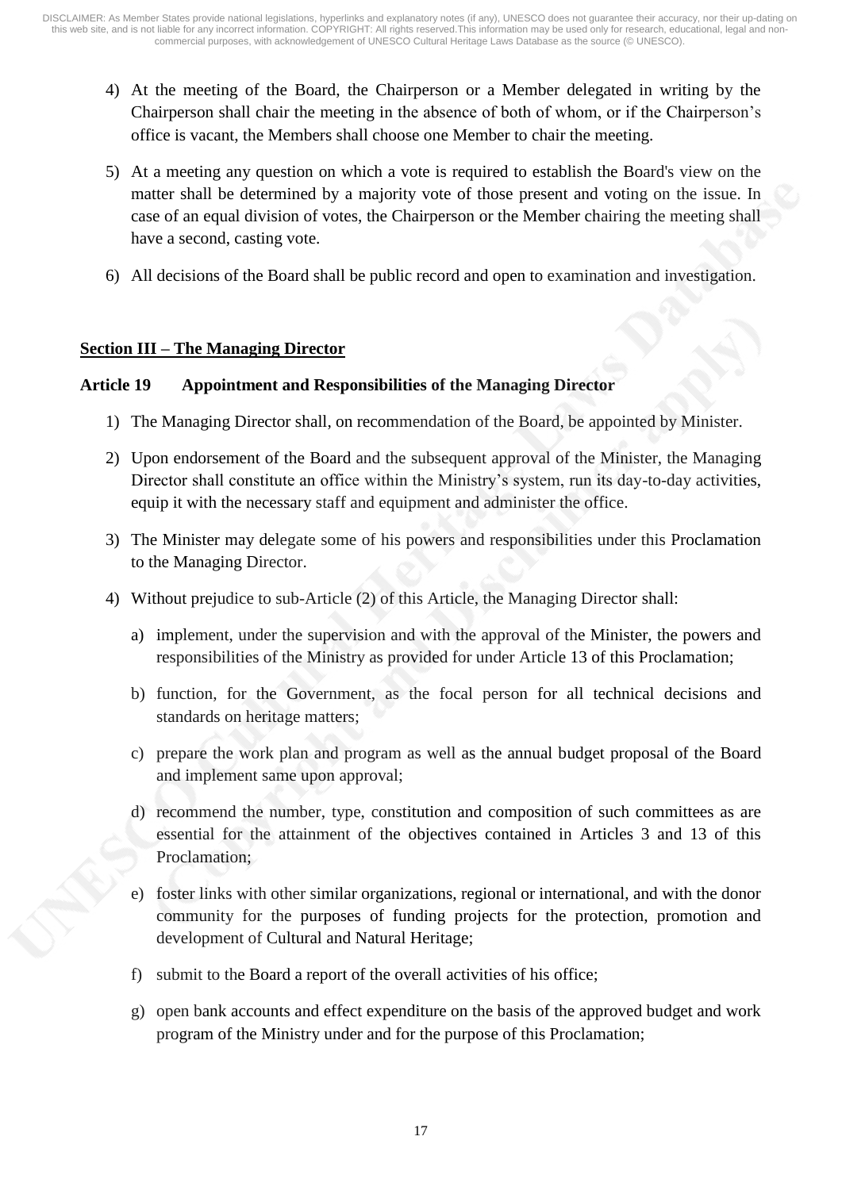4) At the meeting of the Board, the Chairperson or a Member delegated in writing by the Chairperson shall chair the meeting in the absence of both of whom, or if the Chairperson's office is vacant, the Members shall choose one Member to chair the meeting.

5) At a meeting any question on which a vote is required to establish the Board's view on the matter shall be determined by a majority vote of those present and voting on the issue. In case of an equal division of votes, the Chairperson or the Member chairing the meeting shall have a second, casting vote.

6) All decisions of the Board shall be public record and open to examination and investigation.

## Section III – The Managing Director

### Article 19 Appointment and Responsibilities of the Managing Director

1) The Managing Director shall, on recommendation of the Board, be appointed by Minister.

2) Upon endorsement of the Board and the subsequent approval of the Minister, the Managing Director shall constitute an office within the Ministry's system, run its day-to-day activities, equip it with the necessary staff and equipment and administer the office.

3) The Minister may delegate some of his powers and responsibilities under this Proclamation to the Managing Director.

4) Without prejudice to sub-Article (2) of this Article, the Managing Director shall:

   a) implement, under the supervision and with the approval of the Minister, the powers and responsibilities of the Ministry as provided for under Article 13 of this Proclamation;

   b) function, for the Government, as the focal person for all technical decisions and standards on heritage matters;

   c) prepare the work plan and program as well as the annual budget proposal of the Board and implement same upon approval;

   d) recommend the number, type, constitution and composition of such committees as are essential for the attainment of the objectives contained in Articles 3 and 13 of this Proclamation;

   e) foster links with other similar organizations, regional or international, and with the donor community for the purposes of funding projects for the protection, promotion and development of Cultural and Natural Heritage;

   f) submit to the Board a report of the overall activities of his office;

   g) open bank accounts and effect expenditure on the basis of the approved budget and work program of the Ministry under and for the purpose of this Proclamation;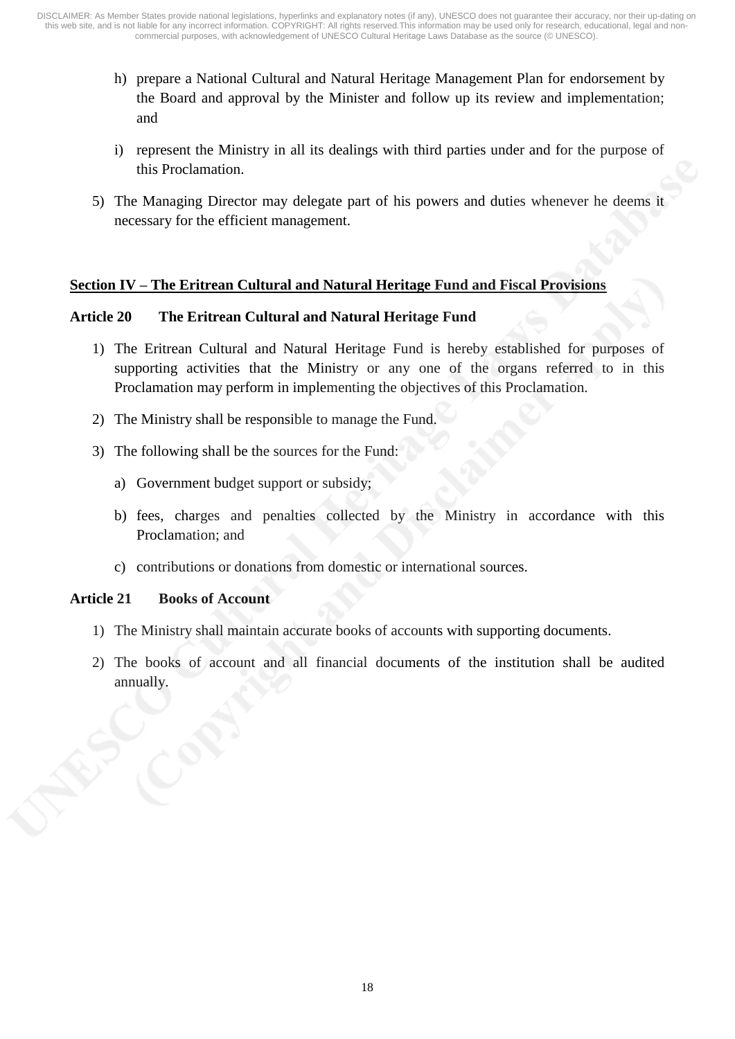h) prepare a National Cultural and Natural Heritage Management Plan for endorsement by the Board and approval by the Minister and follow up its review and implementation; and

i) represent the Ministry in all its dealings with third parties under and for the purpose of this Proclamation.

5) The Managing Director may delegate part of his powers and duties whenever he deems it necessary for the efficient management.

## Section IV – The Eritrean Cultural and Natural Heritage Fund and Fiscal Provisions

### Article 20 The Eritrean Cultural and Natural Heritage Fund

1) The Eritrean Cultural and Natural Heritage Fund is hereby established for purposes of supporting activities that the Ministry or any one of the organs referred to in this Proclamation may perform in implementing the objectives of this Proclamation.

2) The Ministry shall be responsible to manage the Fund.

3) The following shall be the sources for the Fund:

   a) Government budget support or subsidy;

   b) fees, charges and penalties collected by the Ministry in accordance with this Proclamation; and

   c) contributions or donations from domestic or international sources.

### Article 21 Books of Account

1) The Ministry shall maintain accurate books of accounts with supporting documents.

2) The books of account and all financial documents of the institution shall be audited annually.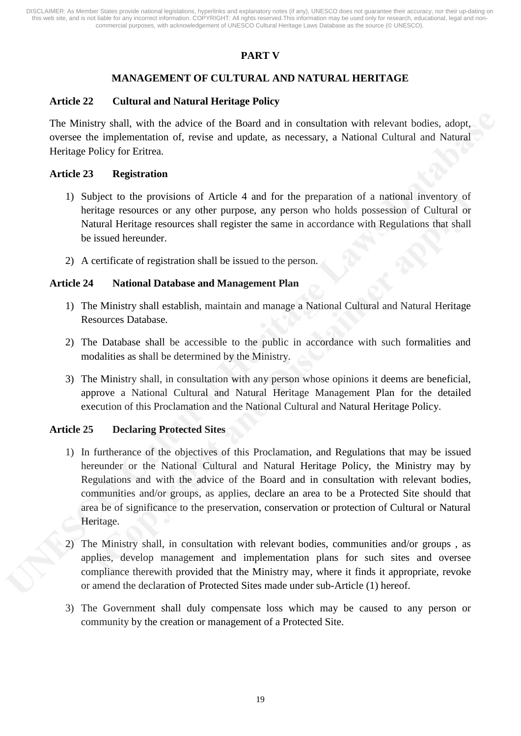## PART V

## MANAGEMENT OF CULTURAL AND NATURAL HERITAGE

### Article 22 Cultural and Natural Heritage Policy

The Ministry shall, with the advice of the Board and in consultation with relevant bodies, adopt, oversee the implementation of, revise and update, as necessary, a National Cultural and Natural Heritage Policy for Eritrea.

### Article 23 Registration

1) Subject to the provisions of Article 4 and for the preparation of a national inventory of heritage resources or any other purpose, any person who holds possession of Cultural or Natural Heritage resources shall register the same in accordance with Regulations that shall be issued hereunder.

2) A certificate of registration shall be issued to the person.

### Article 24 National Database and Management Plan

1) The Ministry shall establish, maintain and manage a National Cultural and Natural Heritage Resources Database.

2) The Database shall be accessible to the public in accordance with such formalities and modalities as shall be determined by the Ministry.

3) The Ministry shall, in consultation with any person whose opinions it deems are beneficial, approve a National Cultural and Natural Heritage Management Plan for the detailed execution of this Proclamation and the National Cultural and Natural Heritage Policy.

### Article 25 Declaring Protected Sites

1) In furtherance of the objectives of this Proclamation, and Regulations that may be issued hereunder or the National Cultural and Natural Heritage Policy, the Ministry may by Regulations and with the advice of the Board and in consultation with relevant bodies, communities and/or groups, as applies, declare an area to be a Protected Site should that area be of significance to the preservation, conservation or protection of Cultural or Natural Heritage.

2) The Ministry shall, in consultation with relevant bodies, communities and/or groups , as applies, develop management and implementation plans for such sites and oversee compliance therewith provided that the Ministry may, where it finds it appropriate, revoke or amend the declaration of Protected Sites made under sub-Article (1) hereof.

3) The Government shall duly compensate loss which may be caused to any person or community by the creation or management of a Protected Site.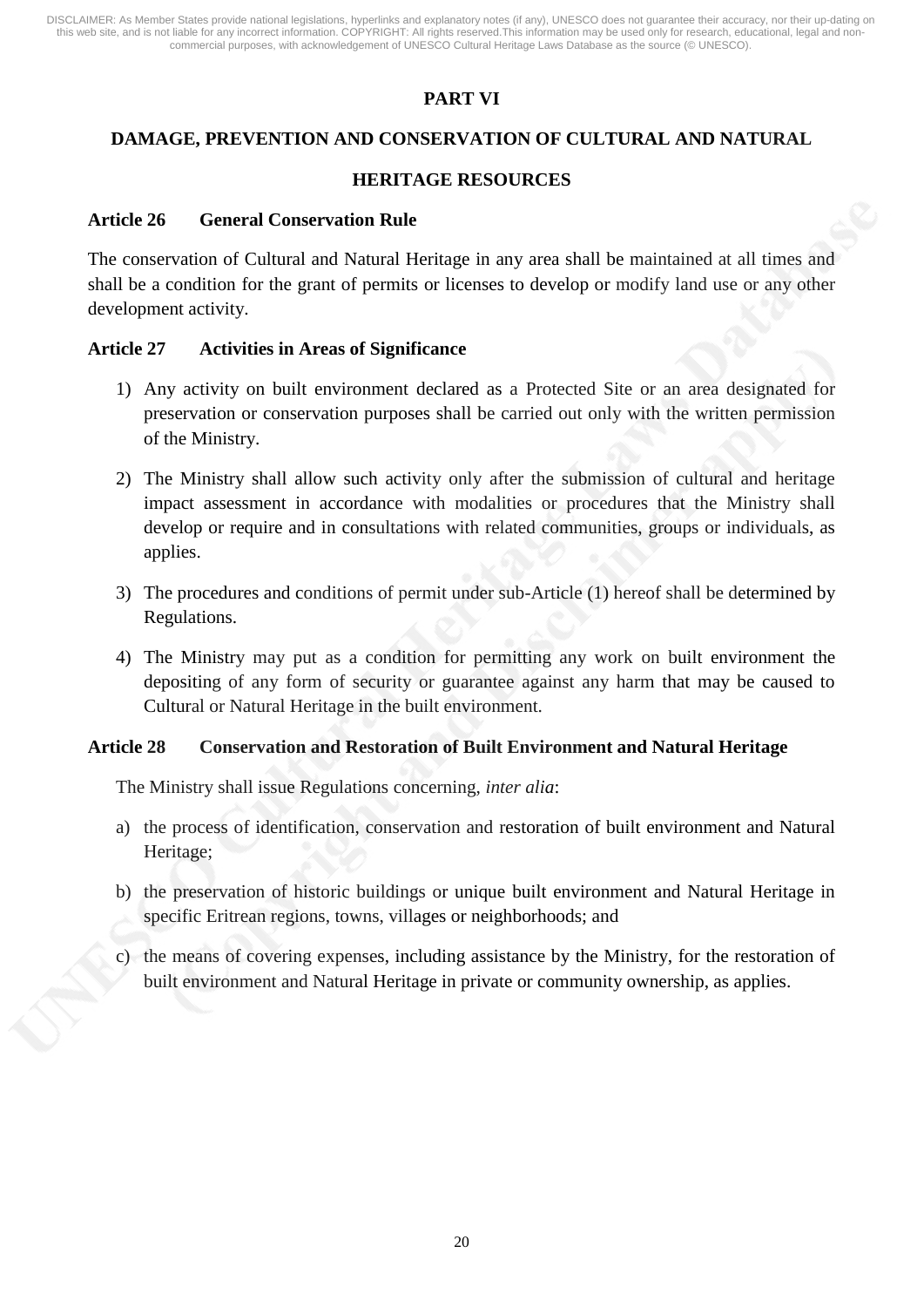# PART VI

## DAMAGE, PREVENTION AND CONSERVATION OF CULTURAL AND NATURAL HERITAGE RESOURCES

### Article 26 General Conservation Rule

The conservation of Cultural and Natural Heritage in any area shall be maintained at all times and shall be a condition for the grant of permits or licenses to develop or modify land use or any other development activity.

### Article 27 Activities in Areas of Significance

1) Any activity on built environment declared as a Protected Site or an area designated for preservation or conservation purposes shall be carried out only with the written permission of the Ministry.

2) The Ministry shall allow such activity only after the submission of cultural and heritage impact assessment in accordance with modalities or procedures that the Ministry shall develop or require and in consultations with related communities, groups or individuals, as applies.

3) The procedures and conditions of permit under sub-Article (1) hereof shall be determined by Regulations.

4) The Ministry may put as a condition for permitting any work on built environment the depositing of any form of security or guarantee against any harm that may be caused to Cultural or Natural Heritage in the built environment.

### Article 28 Conservation and Restoration of Built Environment and Natural Heritage

The Ministry shall issue Regulations concerning, *inter alia*:

a) the process of identification, conservation and restoration of built environment and Natural Heritage;

b) the preservation of historic buildings or unique built environment and Natural Heritage in specific Eritrean regions, towns, villages or neighborhoods; and

c) the means of covering expenses, including assistance by the Ministry, for the restoration of built environment and Natural Heritage in private or community ownership, as applies.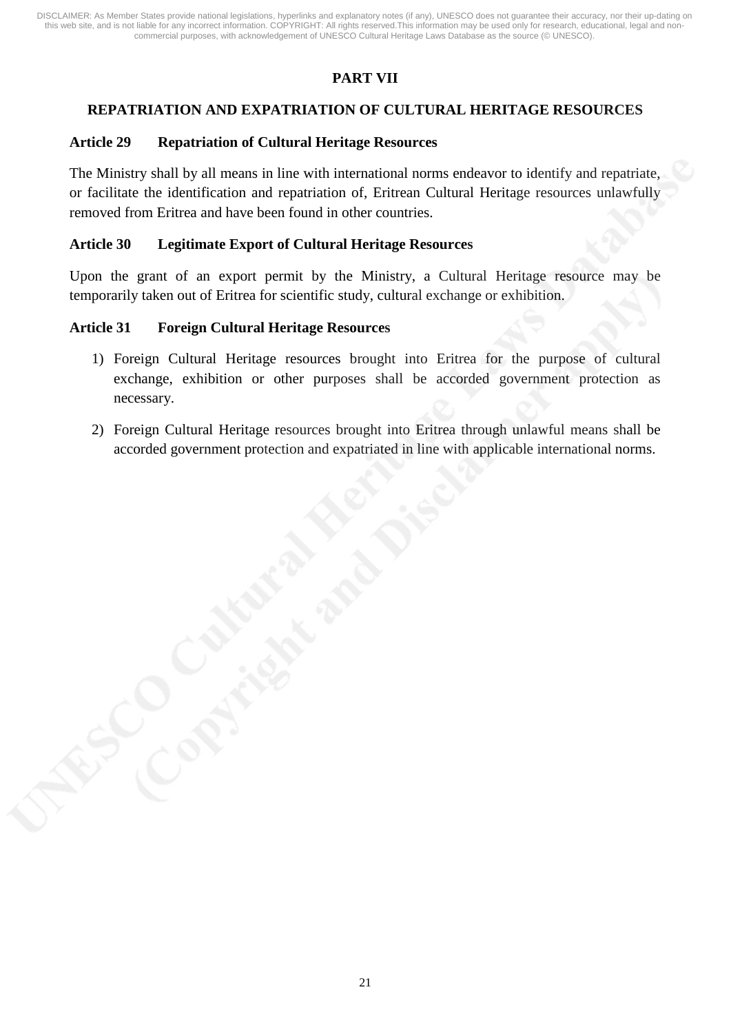# PART VII

## REPATRIATION AND EXPATRIATION OF CULTURAL HERITAGE RESOURCES

### Article 29 Repatriation of Cultural Heritage Resources

The Ministry shall by all means in line with international norms endeavor to identify and repatriate, or facilitate the identification and repatriation of, Eritrean Cultural Heritage resources unlawfully removed from Eritrea and have been found in other countries.

### Article 30 Legitimate Export of Cultural Heritage Resources

Upon the grant of an export permit by the Ministry, a Cultural Heritage resource may be temporarily taken out of Eritrea for scientific study, cultural exchange or exhibition.

### Article 31 Foreign Cultural Heritage Resources

1) Foreign Cultural Heritage resources brought into Eritrea for the purpose of cultural exchange, exhibition or other purposes shall be accorded government protection as necessary.

2) Foreign Cultural Heritage resources brought into Eritrea through unlawful means shall be accorded government protection and expatriated in line with applicable international norms.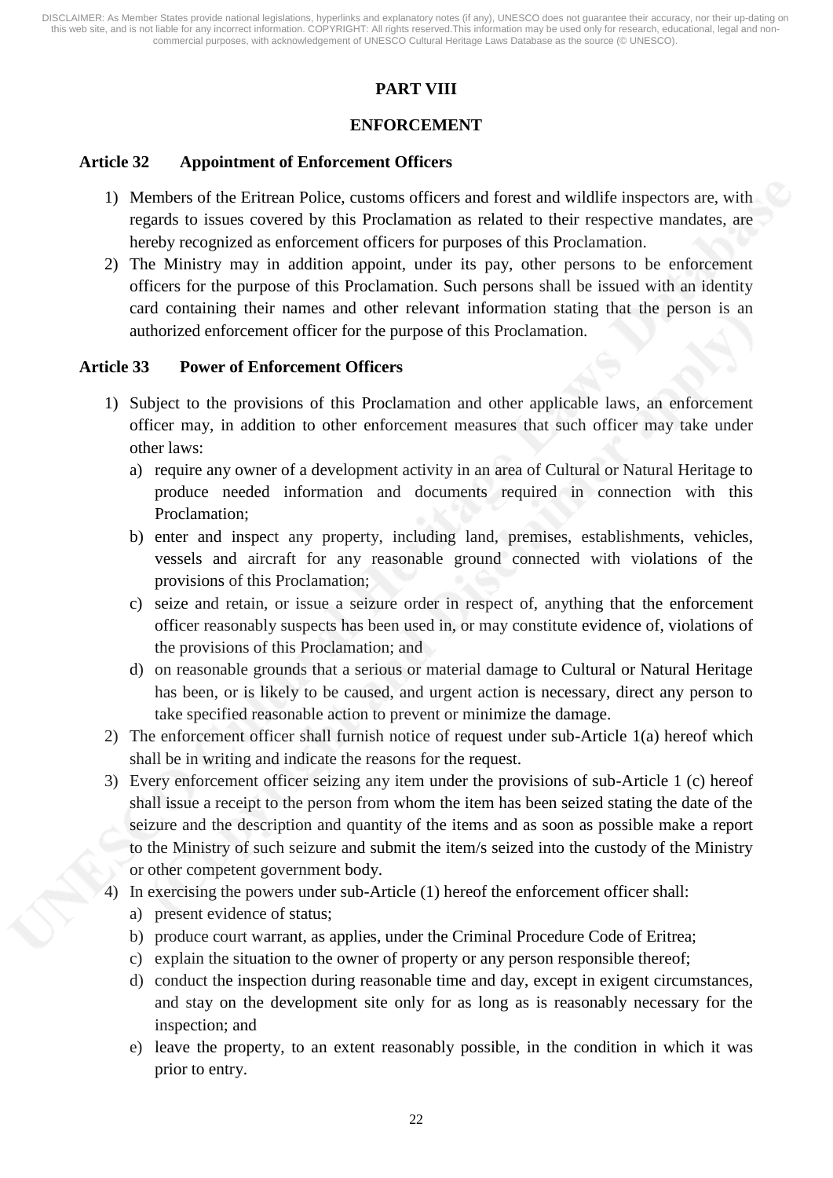## PART VIII

## ENFORCEMENT

### Article 32 Appointment of Enforcement Officers

1) Members of the Eritrean Police, customs officers and forest and wildlife inspectors are, with regards to issues covered by this Proclamation as related to their respective mandates, are hereby recognized as enforcement officers for purposes of this Proclamation.
2) The Ministry may in addition appoint, under its pay, other persons to be enforcement officers for the purpose of this Proclamation. Such persons shall be issued with an identity card containing their names and other relevant information stating that the person is an authorized enforcement officer for the purpose of this Proclamation.

### Article 33 Power of Enforcement Officers

1) Subject to the provisions of this Proclamation and other applicable laws, an enforcement officer may, in addition to other enforcement measures that such officer may take under other laws:
   a) require any owner of a development activity in an area of Cultural or Natural Heritage to produce needed information and documents required in connection with this Proclamation;
   b) enter and inspect any property, including land, premises, establishments, vehicles, vessels and aircraft for any reasonable ground connected with violations of the provisions of this Proclamation;
   c) seize and retain, or issue a seizure order in respect of, anything that the enforcement officer reasonably suspects has been used in, or may constitute evidence of, violations of the provisions of this Proclamation; and
   d) on reasonable grounds that a serious or material damage to Cultural or Natural Heritage has been, or is likely to be caused, and urgent action is necessary, direct any person to take specified reasonable action to prevent or minimize the damage.
2) The enforcement officer shall furnish notice of request under sub-Article 1(a) hereof which shall be in writing and indicate the reasons for the request.
3) Every enforcement officer seizing any item under the provisions of sub-Article 1 (c) hereof shall issue a receipt to the person from whom the item has been seized stating the date of the seizure and the description and quantity of the items and as soon as possible make a report to the Ministry of such seizure and submit the item/s seized into the custody of the Ministry or other competent government body.
4) In exercising the powers under sub-Article (1) hereof the enforcement officer shall:
   a) present evidence of status;
   b) produce court warrant, as applies, under the Criminal Procedure Code of Eritrea;
   c) explain the situation to the owner of property or any person responsible thereof;
   d) conduct the inspection during reasonable time and day, except in exigent circumstances, and stay on the development site only for as long as is reasonably necessary for the inspection; and
   e) leave the property, to an extent reasonably possible, in the condition in which it was prior to entry.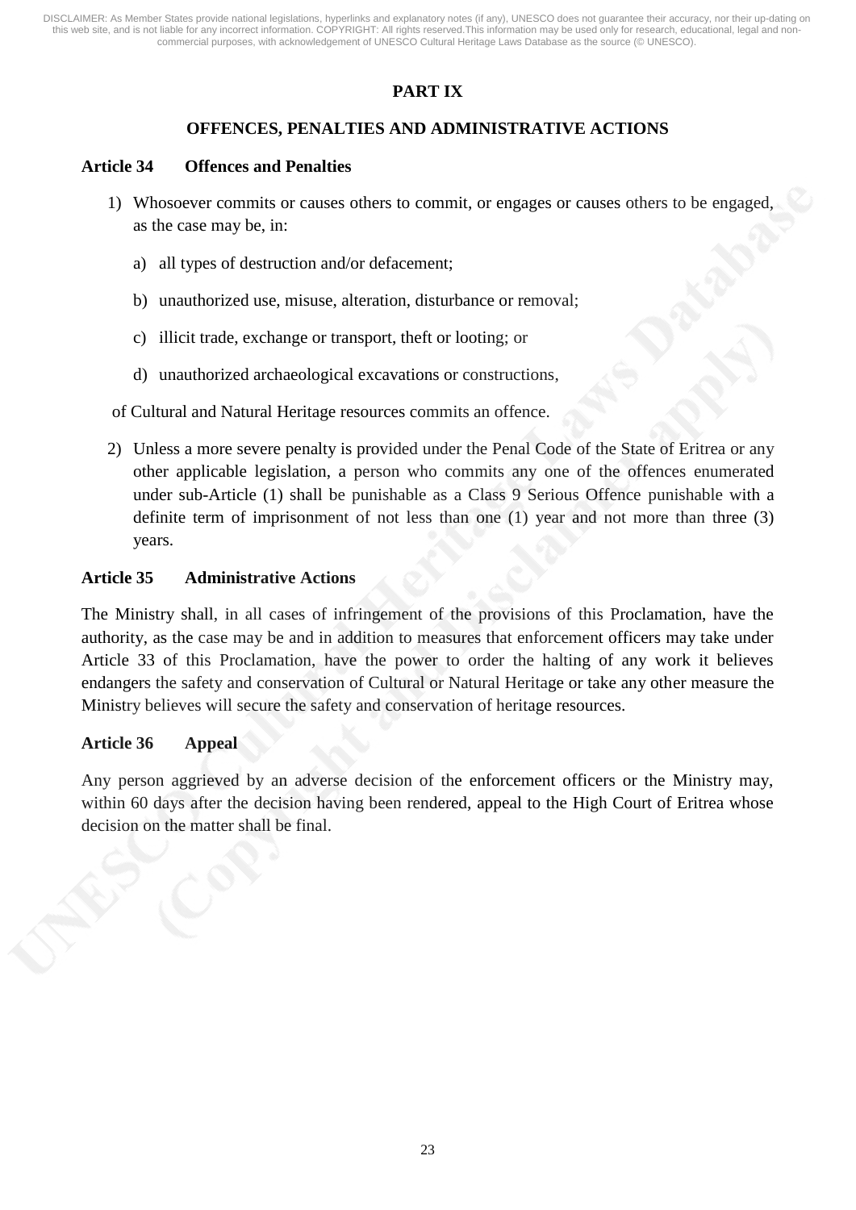## PART IX

## OFFENCES, PENALTIES AND ADMINISTRATIVE ACTIONS

### Article 34 Offences and Penalties

1) Whosoever commits or causes others to commit, or engages or causes others to be engaged, as the case may be, in:

   a) all types of destruction and/or defacement;

   b) unauthorized use, misuse, alteration, disturbance or removal;

   c) illicit trade, exchange or transport, theft or looting; or

   d) unauthorized archaeological excavations or constructions,

   of Cultural and Natural Heritage resources commits an offence.

2) Unless a more severe penalty is provided under the Penal Code of the State of Eritrea or any other applicable legislation, a person who commits any one of the offences enumerated under sub-Article (1) shall be punishable as a Class 9 Serious Offence punishable with a definite term of imprisonment of not less than one (1) year and not more than three (3) years.

### Article 35 Administrative Actions

The Ministry shall, in all cases of infringement of the provisions of this Proclamation, have the authority, as the case may be and in addition to measures that enforcement officers may take under Article 33 of this Proclamation, have the power to order the halting of any work it believes endangers the safety and conservation of Cultural or Natural Heritage or take any other measure the Ministry believes will secure the safety and conservation of heritage resources.

### Article 36 Appeal

Any person aggrieved by an adverse decision of the enforcement officers or the Ministry may, within 60 days after the decision having been rendered, appeal to the High Court of Eritrea whose decision on the matter shall be final.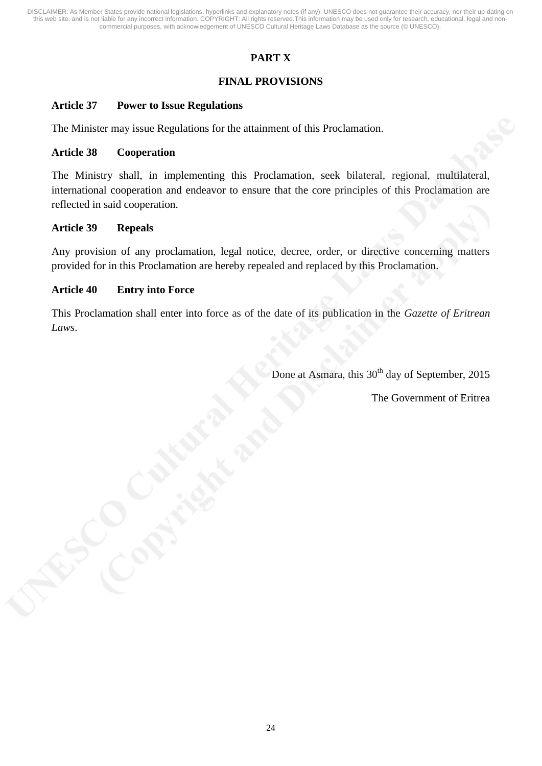## PART X

## FINAL PROVISIONS

### Article 37 Power to Issue Regulations

The Minister may issue Regulations for the attainment of this Proclamation.

### Article 38 Cooperation

The Ministry shall, in implementing this Proclamation, seek bilateral, regional, multilateral, international cooperation and endeavor to ensure that the core principles of this Proclamation are reflected in said cooperation.

### Article 39 Repeals

Any provision of any proclamation, legal notice, decree, order, or directive concerning matters provided for in this Proclamation are hereby repealed and replaced by this Proclamation.

### Article 40 Entry into Force

This Proclamation shall enter into force as of the date of its publication in the *Gazette of Eritrean Laws*.

Done at Asmara, this 30th day of September, 2015

The Government of Eritrea